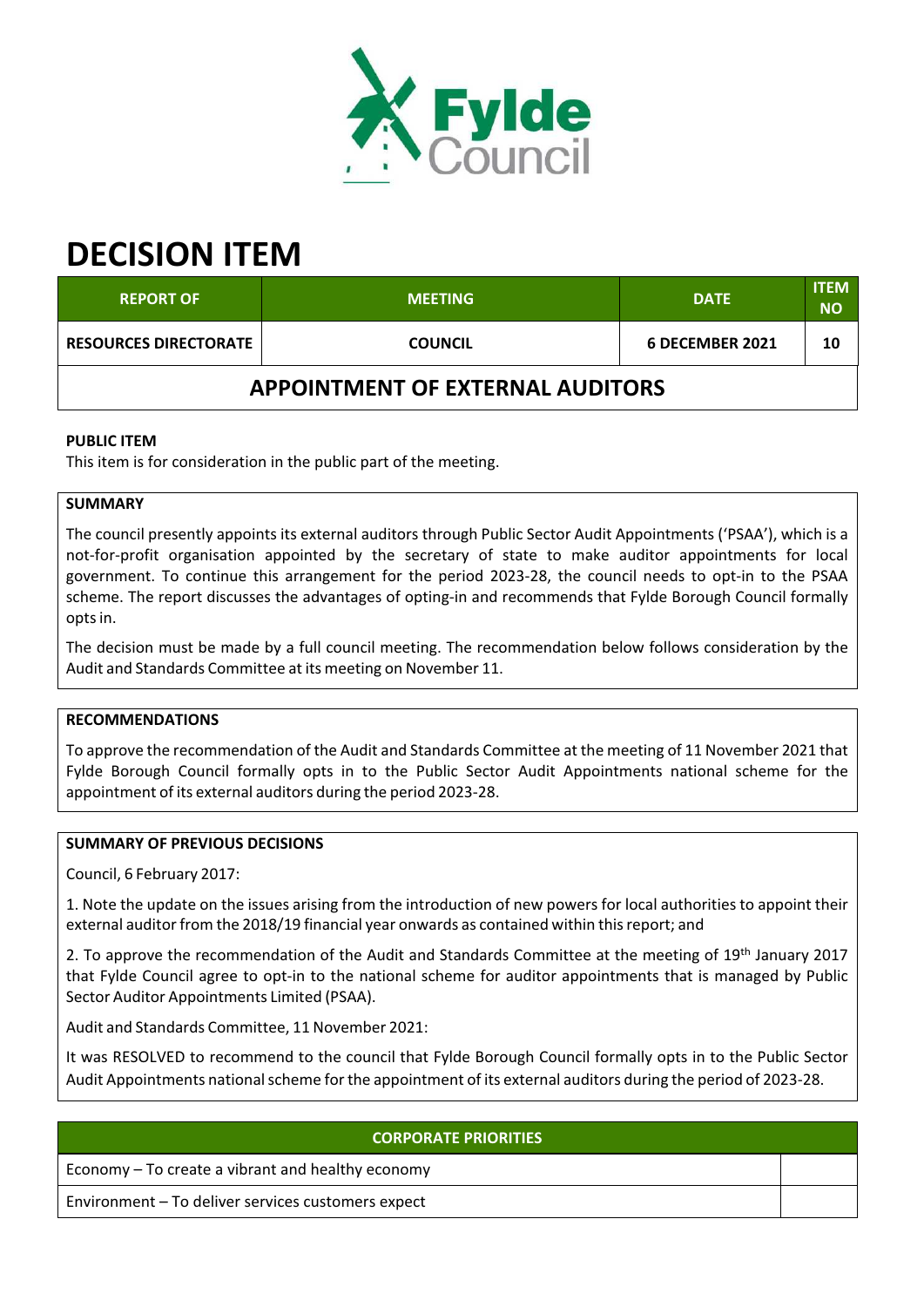# DECISION ITEM

| REPORT OF | MEETING | DATE | ITEM NO |
|---|---|---|---|
| RESOURCES DIRECTORATE | COUNCIL | 6 DECEMBER 2021 | 10 |

## APPOINTMENT OF EXTERNAL AUDITORS

**PUBLIC ITEM**

This item is for consideration in the public part of the meeting.

**SUMMARY**

The council presently appoints its external auditors through Public Sector Audit Appointments ('PSAA'), which is a not-for-profit organisation appointed by the secretary of state to make auditor appointments for local government. To continue this arrangement for the period 2023-28, the council needs to opt-in to the PSAA scheme. The report discusses the advantages of opting-in and recommends that Fylde Borough Council formally opts in.

The decision must be made by a full council meeting. The recommendation below follows consideration by the Audit and Standards Committee at its meeting on November 11.

**RECOMMENDATIONS**

To approve the recommendation of the Audit and Standards Committee at the meeting of 11 November 2021 that Fylde Borough Council formally opts in to the Public Sector Audit Appointments national scheme for the appointment of its external auditors during the period 2023-28.

**SUMMARY OF PREVIOUS DECISIONS**

Council, 6 February 2017:

1. Note the update on the issues arising from the introduction of new powers for local authorities to appoint their external auditor from the 2018/19 financial year onwards as contained within this report; and

2. To approve the recommendation of the Audit and Standards Committee at the meeting of 19th January 2017 that Fylde Council agree to opt-in to the national scheme for auditor appointments that is managed by Public Sector Auditor Appointments Limited (PSAA).

Audit and Standards Committee, 11 November 2021:

It was RESOLVED to recommend to the council that Fylde Borough Council formally opts in to the Public Sector Audit Appointments national scheme for the appointment of its external auditors during the period of 2023-28.

| CORPORATE PRIORITIES | |
|---|---|
| Economy – To create a vibrant and healthy economy | |
| Environment – To deliver services customers expect | |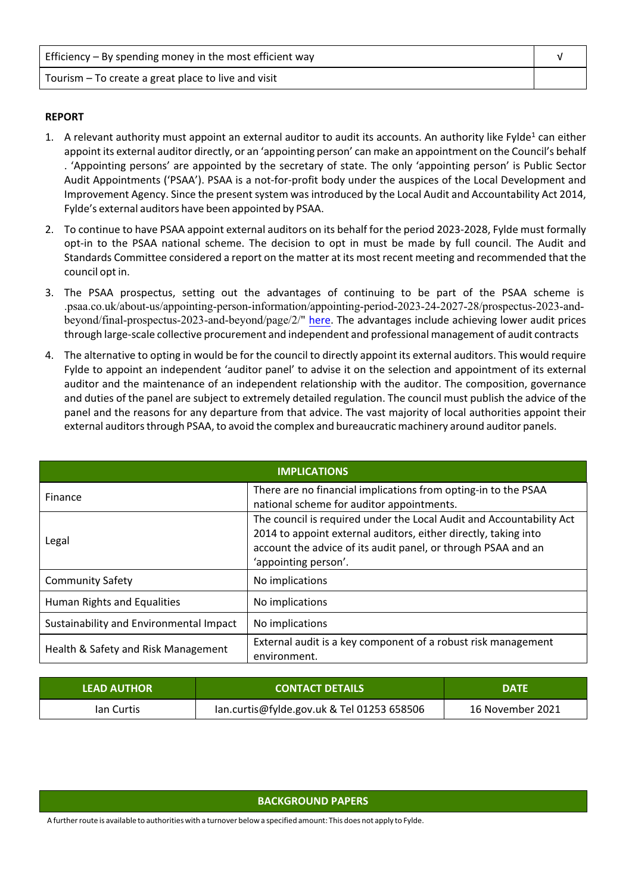| Efficiency – By spending money in the most efficient way | √ |
|---|---|
| Tourism – To create a great place to live and visit | |

**REPORT**

1. A relevant authority must appoint an external auditor to audit its accounts. An authority like Fylde[1] can either appoint its external auditor directly, or an 'appointing person' can make an appointment on the Council's behalf . 'Appointing persons' are appointed by the secretary of state. The only 'appointing person' is Public Sector Audit Appointments ('PSAA'). PSAA is a not-for-profit body under the auspices of the Local Development and Improvement Agency. Since the present system was introduced by the Local Audit and Accountability Act 2014, Fylde's external auditors have been appointed by PSAA.

2. To continue to have PSAA appoint external auditors on its behalf for the period 2023-2028, Fylde must formally opt-in to the PSAA national scheme. The decision to opt in must be made by full council. The Audit and Standards Committee considered a report on the matter at its most recent meeting and recommended that the council opt in.

3. The PSAA prospectus, setting out the advantages of continuing to be part of the PSAA scheme is .psaa.co.uk/about-us/appointing-person-information/appointing-period-2023-24-2027-28/prospectus-2023-and-beyond/final-prospectus-2023-and-beyond/page/2/" here. The advantages include achieving lower audit prices through large-scale collective procurement and independent and professional management of audit contracts

4. The alternative to opting in would be for the council to directly appoint its external auditors. This would require Fylde to appoint an independent 'auditor panel' to advise it on the selection and appointment of its external auditor and the maintenance of an independent relationship with the auditor. The composition, governance and duties of the panel are subject to extremely detailed regulation. The council must publish the advice of the panel and the reasons for any departure from that advice. The vast majority of local authorities appoint their external auditors through PSAA, to avoid the complex and bureaucratic machinery around auditor panels.

| IMPLICATIONS | |
|---|---|
| Finance | There are no financial implications from opting-in to the PSAA national scheme for auditor appointments. |
| Legal | The council is required under the Local Audit and Accountability Act 2014 to appoint external auditors, either directly, taking into account the advice of its audit panel, or through PSAA and an 'appointing person'. |
| Community Safety | No implications |
| Human Rights and Equalities | No implications |
| Sustainability and Environmental Impact | No implications |
| Health & Safety and Risk Management | External audit is a key component of a robust risk management environment. |

| LEAD AUTHOR | CONTACT DETAILS | DATE |
|---|---|---|
| Ian Curtis | Ian.curtis@fylde.gov.uk & Tel 01253 658506 | 16 November 2021 |

| BACKGROUND PAPERS |
|---|

[1] A further route is available to authorities with a turnover below a specified amount: This does not apply to Fylde.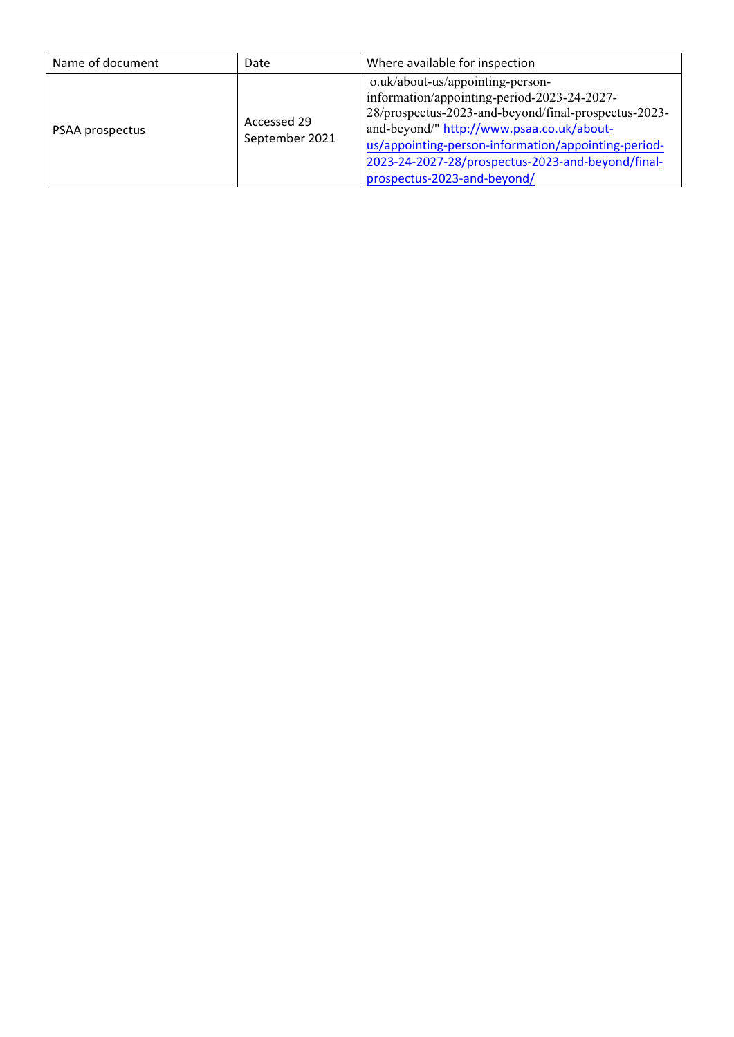| Name of document | Date | Where available for inspection |
|---|---|---|
| PSAA prospectus | Accessed 29 September 2021 | o.uk/about-us/appointing-person-information/appointing-period-2023-24-2027-28/prospectus-2023-and-beyond/final-prospectus-2023-and-beyond/" http://www.psaa.co.uk/about-us/appointing-person-information/appointing-period-2023-24-2027-28/prospectus-2023-and-beyond/final-prospectus-2023-and-beyond/ |